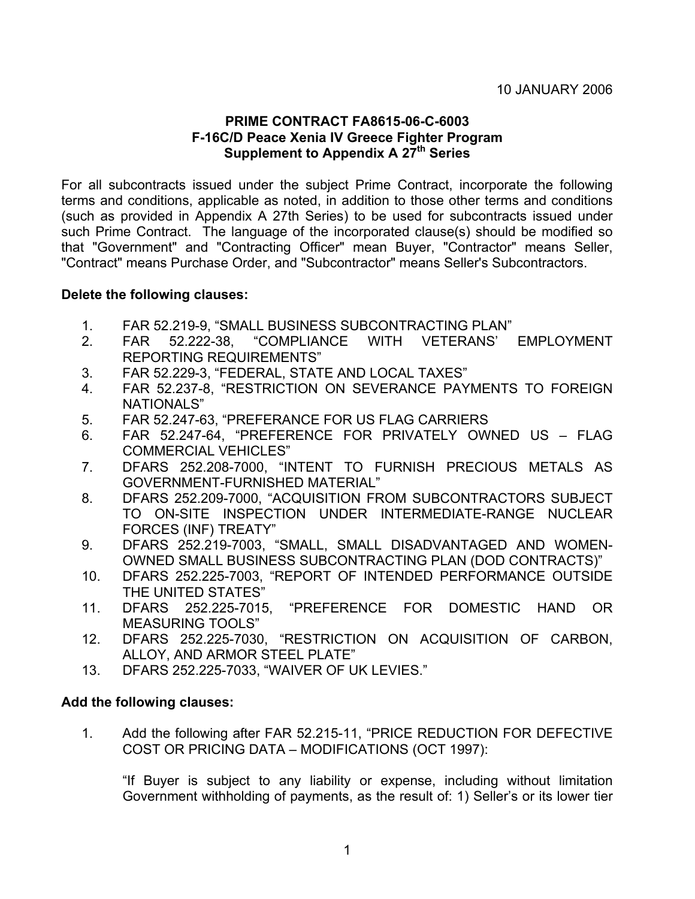10 JANUARY 2006

**PRIME CONTRACT FA8615-06-C-6003**
**F-16C/D Peace Xenia IV Greece Fighter Program**
**Supplement to Appendix A 27th Series**

For all subcontracts issued under the subject Prime Contract, incorporate the following terms and conditions, applicable as noted, in addition to those other terms and conditions (such as provided in Appendix A 27th Series) to be used for subcontracts issued under such Prime Contract. The language of the incorporated clause(s) should be modified so that "Government" and "Contracting Officer" mean Buyer, "Contractor" means Seller, "Contract" means Purchase Order, and "Subcontractor" means Seller's Subcontractors.

**Delete the following clauses:**

1. FAR 52.219-9, "SMALL BUSINESS SUBCONTRACTING PLAN"
2. FAR 52.222-38, "COMPLIANCE WITH VETERANS' EMPLOYMENT REPORTING REQUIREMENTS"
3. FAR 52.229-3, "FEDERAL, STATE AND LOCAL TAXES"
4. FAR 52.237-8, "RESTRICTION ON SEVERANCE PAYMENTS TO FOREIGN NATIONALS"
5. FAR 52.247-63, "PREFERANCE FOR US FLAG CARRIERS
6. FAR 52.247-64, "PREFERENCE FOR PRIVATELY OWNED US – FLAG COMMERCIAL VEHICLES"
7. DFARS 252.208-7000, "INTENT TO FURNISH PRECIOUS METALS AS GOVERNMENT-FURNISHED MATERIAL"
8. DFARS 252.209-7000, "ACQUISITION FROM SUBCONTRACTORS SUBJECT TO ON-SITE INSPECTION UNDER INTERMEDIATE-RANGE NUCLEAR FORCES (INF) TREATY"
9. DFARS 252.219-7003, "SMALL, SMALL DISADVANTAGED AND WOMEN-OWNED SMALL BUSINESS SUBCONTRACTING PLAN (DOD CONTRACTS)"
10. DFARS 252.225-7003, "REPORT OF INTENDED PERFORMANCE OUTSIDE THE UNITED STATES"
11. DFARS 252.225-7015, "PREFERENCE FOR DOMESTIC HAND OR MEASURING TOOLS"
12. DFARS 252.225-7030, "RESTRICTION ON ACQUISITION OF CARBON, ALLOY, AND ARMOR STEEL PLATE"
13. DFARS 252.225-7033, "WAIVER OF UK LEVIES."

**Add the following clauses:**

1. Add the following after FAR 52.215-11, "PRICE REDUCTION FOR DEFECTIVE COST OR PRICING DATA – MODIFICATIONS (OCT 1997):

   "If Buyer is subject to any liability or expense, including without limitation Government withholding of payments, as the result of: 1) Seller's or its lower tier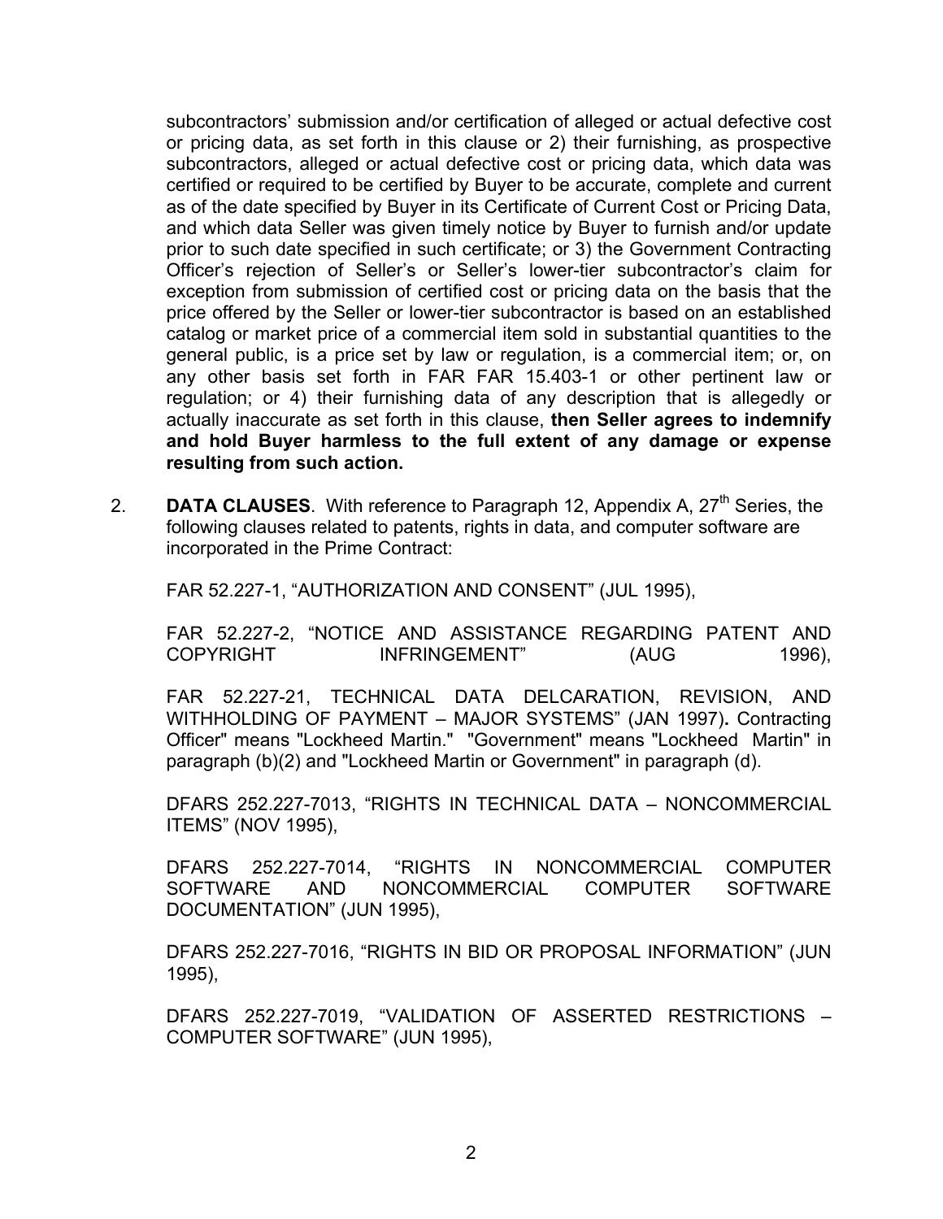subcontractors' submission and/or certification of alleged or actual defective cost or pricing data, as set forth in this clause or 2) their furnishing, as prospective subcontractors, alleged or actual defective cost or pricing data, which data was certified or required to be certified by Buyer to be accurate, complete and current as of the date specified by Buyer in its Certificate of Current Cost or Pricing Data, and which data Seller was given timely notice by Buyer to furnish and/or update prior to such date specified in such certificate; or 3) the Government Contracting Officer's rejection of Seller's or Seller's lower-tier subcontractor's claim for exception from submission of certified cost or pricing data on the basis that the price offered by the Seller or lower-tier subcontractor is based on an established catalog or market price of a commercial item sold in substantial quantities to the general public, is a price set by law or regulation, is a commercial item; or, on any other basis set forth in FAR FAR 15.403-1 or other pertinent law or regulation; or 4) their furnishing data of any description that is allegedly or actually inaccurate as set forth in this clause, **then Seller agrees to indemnify and hold Buyer harmless to the full extent of any damage or expense resulting from such action.**

2. **DATA CLAUSES**. With reference to Paragraph 12, Appendix A, 27th Series, the following clauses related to patents, rights in data, and computer software are incorporated in the Prime Contract:

   FAR 52.227-1, "AUTHORIZATION AND CONSENT" (JUL 1995),

   FAR 52.227-2, "NOTICE AND ASSISTANCE REGARDING PATENT AND COPYRIGHT INFRINGEMENT" (AUG 1996),

   FAR 52.227-21, TECHNICAL DATA DELCARATION, REVISION, AND WITHHOLDING OF PAYMENT – MAJOR SYSTEMS" (JAN 1997)**.** Contracting Officer" means "Lockheed Martin." "Government" means "Lockheed Martin" in paragraph (b)(2) and "Lockheed Martin or Government" in paragraph (d).

   DFARS 252.227-7013, "RIGHTS IN TECHNICAL DATA – NONCOMMERCIAL ITEMS" (NOV 1995),

   DFARS 252.227-7014, "RIGHTS IN NONCOMMERCIAL COMPUTER SOFTWARE AND NONCOMMERCIAL COMPUTER SOFTWARE DOCUMENTATION" (JUN 1995),

   DFARS 252.227-7016, "RIGHTS IN BID OR PROPOSAL INFORMATION" (JUN 1995),

   DFARS 252.227-7019, "VALIDATION OF ASSERTED RESTRICTIONS – COMPUTER SOFTWARE" (JUN 1995),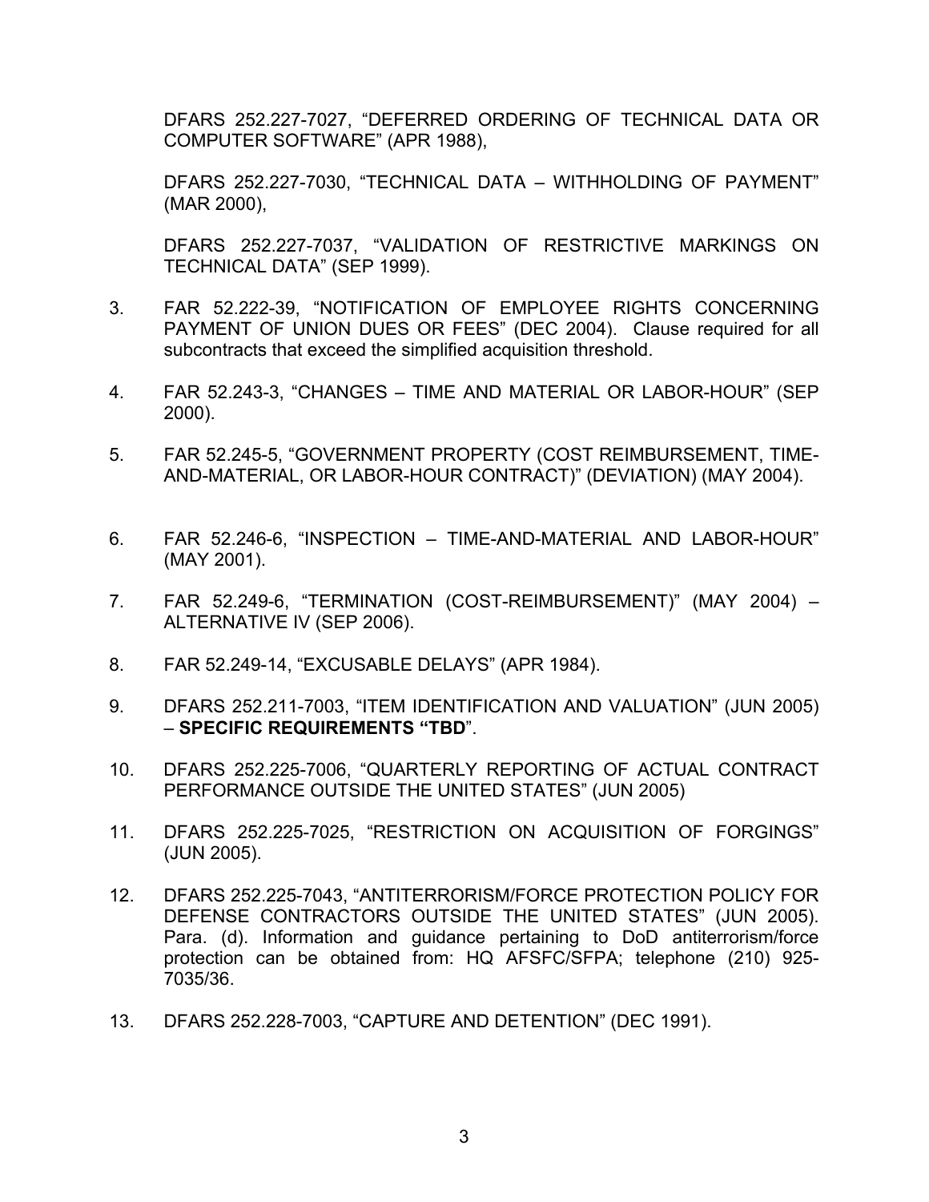DFARS 252.227-7027, “DEFERRED ORDERING OF TECHNICAL DATA OR COMPUTER SOFTWARE” (APR 1988),

DFARS 252.227-7030, “TECHNICAL DATA – WITHHOLDING OF PAYMENT” (MAR 2000),

DFARS 252.227-7037, “VALIDATION OF RESTRICTIVE MARKINGS ON TECHNICAL DATA” (SEP 1999).

3. FAR 52.222-39, “NOTIFICATION OF EMPLOYEE RIGHTS CONCERNING PAYMENT OF UNION DUES OR FEES” (DEC 2004). Clause required for all subcontracts that exceed the simplified acquisition threshold.

4. FAR 52.243-3, “CHANGES – TIME AND MATERIAL OR LABOR-HOUR” (SEP 2000).

5. FAR 52.245-5, “GOVERNMENT PROPERTY (COST REIMBURSEMENT, TIME-AND-MATERIAL, OR LABOR-HOUR CONTRACT)” (DEVIATION) (MAY 2004).

6. FAR 52.246-6, “INSPECTION – TIME-AND-MATERIAL AND LABOR-HOUR” (MAY 2001).

7. FAR 52.249-6, “TERMINATION (COST-REIMBURSEMENT)” (MAY 2004) – ALTERNATIVE IV (SEP 2006).

8. FAR 52.249-14, “EXCUSABLE DELAYS” (APR 1984).

9. DFARS 252.211-7003, “ITEM IDENTIFICATION AND VALUATION” (JUN 2005) – **SPECIFIC REQUIREMENTS “TBD**”.

10. DFARS 252.225-7006, “QUARTERLY REPORTING OF ACTUAL CONTRACT PERFORMANCE OUTSIDE THE UNITED STATES” (JUN 2005)

11. DFARS 252.225-7025, “RESTRICTION ON ACQUISITION OF FORGINGS” (JUN 2005).

12. DFARS 252.225-7043, “ANTITERRORISM/FORCE PROTECTION POLICY FOR DEFENSE CONTRACTORS OUTSIDE THE UNITED STATES” (JUN 2005). Para. (d). Information and guidance pertaining to DoD antiterrorism/force protection can be obtained from: HQ AFSFC/SFPA; telephone (210) 925-7035/36.

13. DFARS 252.228-7003, “CAPTURE AND DETENTION” (DEC 1991).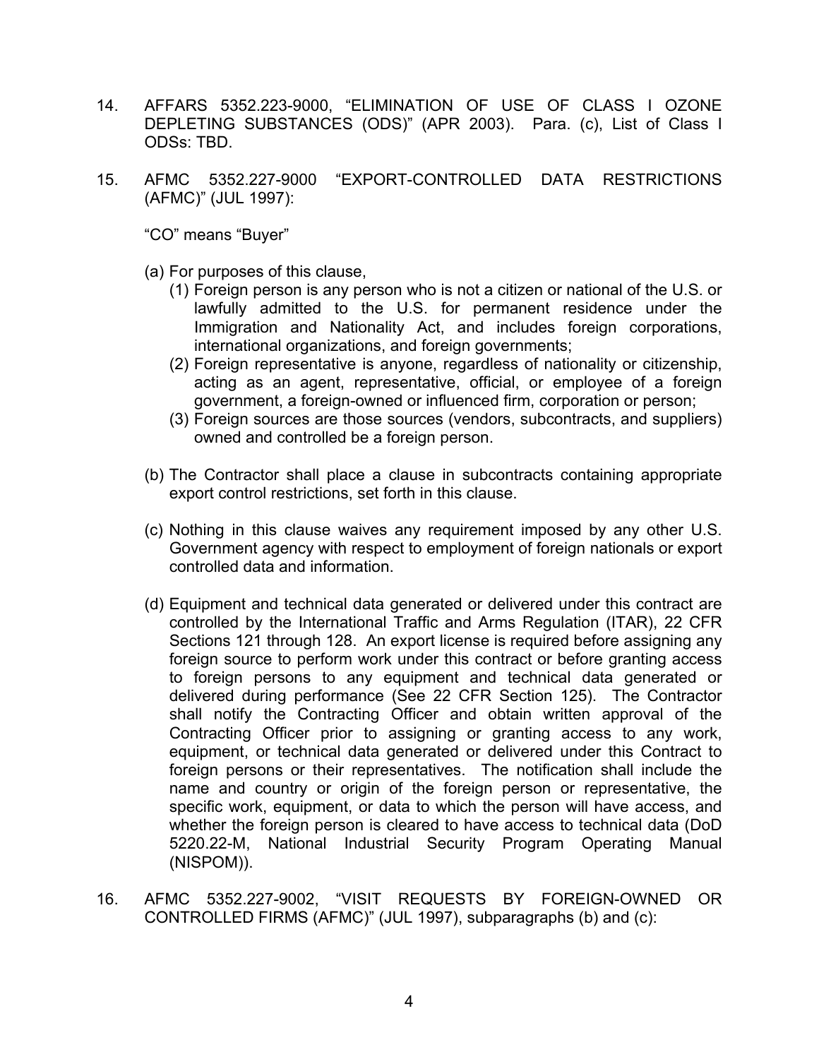14. AFFARS 5352.223-9000, "ELIMINATION OF USE OF CLASS I OZONE DEPLETING SUBSTANCES (ODS)" (APR 2003). Para. (c), List of Class I ODSs: TBD.

15. AFMC 5352.227-9000 "EXPORT-CONTROLLED DATA RESTRICTIONS (AFMC)" (JUL 1997):

    "CO" means "Buyer"

    (a) For purposes of this clause,
        (1) Foreign person is any person who is not a citizen or national of the U.S. or lawfully admitted to the U.S. for permanent residence under the Immigration and Nationality Act, and includes foreign corporations, international organizations, and foreign governments;
        (2) Foreign representative is anyone, regardless of nationality or citizenship, acting as an agent, representative, official, or employee of a foreign government, a foreign-owned or influenced firm, corporation or person;
        (3) Foreign sources are those sources (vendors, subcontracts, and suppliers) owned and controlled be a foreign person.

    (b) The Contractor shall place a clause in subcontracts containing appropriate export control restrictions, set forth in this clause.

    (c) Nothing in this clause waives any requirement imposed by any other U.S. Government agency with respect to employment of foreign nationals or export controlled data and information.

    (d) Equipment and technical data generated or delivered under this contract are controlled by the International Traffic and Arms Regulation (ITAR), 22 CFR Sections 121 through 128. An export license is required before assigning any foreign source to perform work under this contract or before granting access to foreign persons to any equipment and technical data generated or delivered during performance (See 22 CFR Section 125). The Contractor shall notify the Contracting Officer and obtain written approval of the Contracting Officer prior to assigning or granting access to any work, equipment, or technical data generated or delivered under this Contract to foreign persons or their representatives. The notification shall include the name and country or origin of the foreign person or representative, the specific work, equipment, or data to which the person will have access, and whether the foreign person is cleared to have access to technical data (DoD 5220.22-M, National Industrial Security Program Operating Manual (NISPOM)).

16. AFMC 5352.227-9002, "VISIT REQUESTS BY FOREIGN-OWNED OR CONTROLLED FIRMS (AFMC)" (JUL 1997), subparagraphs (b) and (c):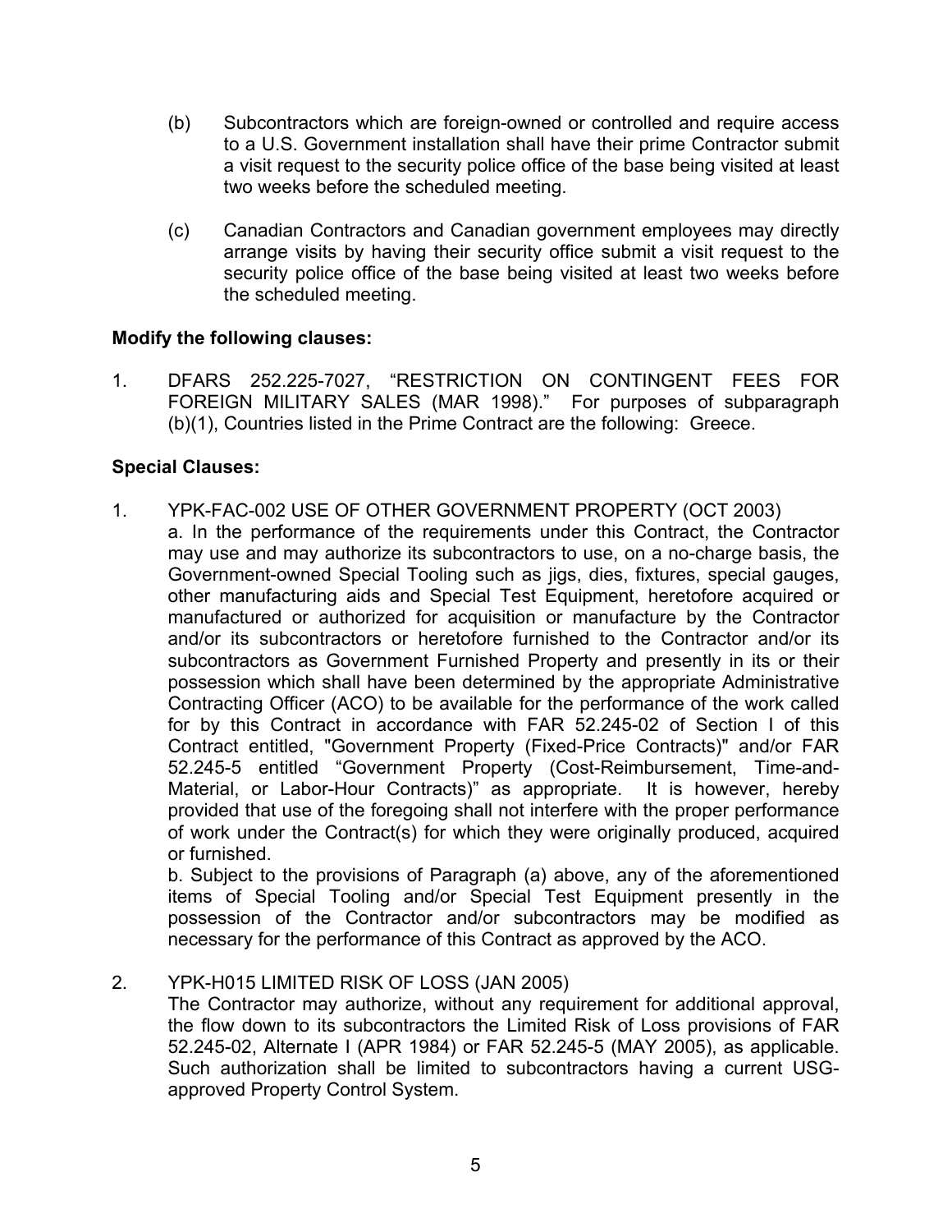(b) Subcontractors which are foreign-owned or controlled and require access to a U.S. Government installation shall have their prime Contractor submit a visit request to the security police office of the base being visited at least two weeks before the scheduled meeting.

(c) Canadian Contractors and Canadian government employees may directly arrange visits by having their security office submit a visit request to the security police office of the base being visited at least two weeks before the scheduled meeting.

**Modify the following clauses:**

1. DFARS 252.225-7027, "RESTRICTION ON CONTINGENT FEES FOR FOREIGN MILITARY SALES (MAR 1998)." For purposes of subparagraph (b)(1), Countries listed in the Prime Contract are the following: Greece.

**Special Clauses:**

1. YPK-FAC-002 USE OF OTHER GOVERNMENT PROPERTY (OCT 2003)
   a. In the performance of the requirements under this Contract, the Contractor may use and may authorize its subcontractors to use, on a no-charge basis, the Government-owned Special Tooling such as jigs, dies, fixtures, special gauges, other manufacturing aids and Special Test Equipment, heretofore acquired or manufactured or authorized for acquisition or manufacture by the Contractor and/or its subcontractors or heretofore furnished to the Contractor and/or its subcontractors as Government Furnished Property and presently in its or their possession which shall have been determined by the appropriate Administrative Contracting Officer (ACO) to be available for the performance of the work called for by this Contract in accordance with FAR 52.245-02 of Section I of this Contract entitled, "Government Property (Fixed-Price Contracts)" and/or FAR 52.245-5 entitled "Government Property (Cost-Reimbursement, Time-and-Material, or Labor-Hour Contracts)" as appropriate. It is however, hereby provided that use of the foregoing shall not interfere with the proper performance of work under the Contract(s) for which they were originally produced, acquired or furnished.
   b. Subject to the provisions of Paragraph (a) above, any of the aforementioned items of Special Tooling and/or Special Test Equipment presently in the possession of the Contractor and/or subcontractors may be modified as necessary for the performance of this Contract as approved by the ACO.

2. YPK-H015 LIMITED RISK OF LOSS (JAN 2005)
   The Contractor may authorize, without any requirement for additional approval, the flow down to its subcontractors the Limited Risk of Loss provisions of FAR 52.245-02, Alternate I (APR 1984) or FAR 52.245-5 (MAY 2005), as applicable. Such authorization shall be limited to subcontractors having a current USG-approved Property Control System.